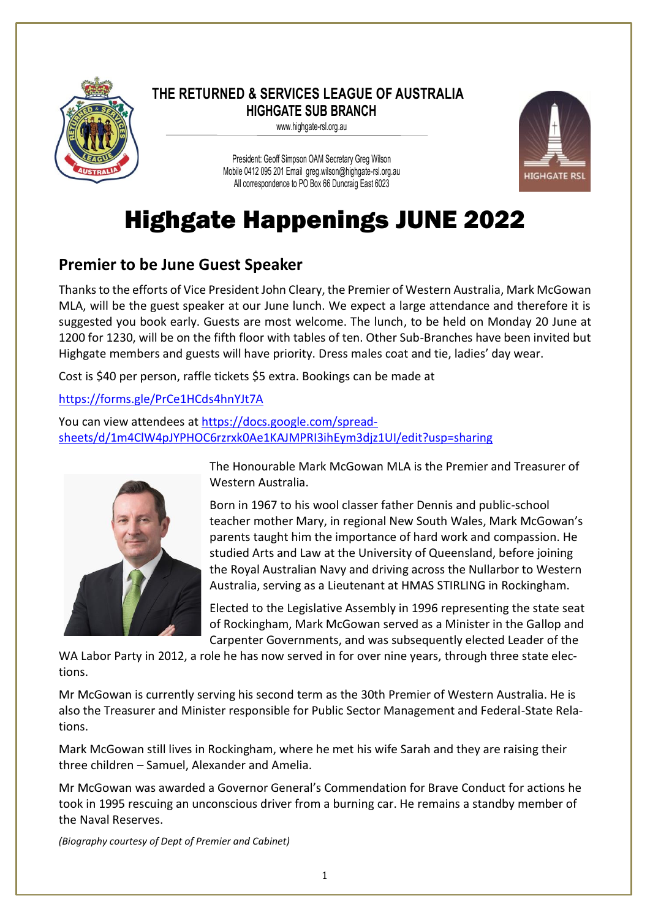**THE RETURNED & SERVICES LEAGUE OF AUSTRALIA**
**HIGHGATE SUB BRANCH**
www.highgate-rsl.org.au

President: Geoff Simpson OAM Secretary Greg Wilson
Mobile 0412 095 201 Email greg.wilson@highgate-rsl.org.au
All correspondence to PO Box 66 Duncraig East 6023

# Highgate Happenings JUNE 2022

## Premier to be June Guest Speaker

Thanks to the efforts of Vice President John Cleary, the Premier of Western Australia, Mark McGowan MLA, will be the guest speaker at our June lunch. We expect a large attendance and therefore it is suggested you book early. Guests are most welcome. The lunch, to be held on Monday 20 June at 1200 for 1230, will be on the fifth floor with tables of ten. Other Sub-Branches have been invited but Highgate members and guests will have priority. Dress males coat and tie, ladies' day wear.

Cost is $40 per person, raffle tickets $5 extra. Bookings can be made at

https://forms.gle/PrCe1HCds4hnYJt7A

You can view attendees at https://docs.google.com/spreadsheets/d/1m4ClW4pJYPHOC6rzrxk0Ae1KAJMPRI3ihEym3djz1UI/edit?usp=sharing

The Honourable Mark McGowan MLA is the Premier and Treasurer of Western Australia.

Born in 1967 to his wool classer father Dennis and public-school teacher mother Mary, in regional New South Wales, Mark McGowan's parents taught him the importance of hard work and compassion. He studied Arts and Law at the University of Queensland, before joining the Royal Australian Navy and driving across the Nullarbor to Western Australia, serving as a Lieutenant at HMAS STIRLING in Rockingham.

Elected to the Legislative Assembly in 1996 representing the state seat of Rockingham, Mark McGowan served as a Minister in the Gallop and Carpenter Governments, and was subsequently elected Leader of the WA Labor Party in 2012, a role he has now served in for over nine years, through three state elections.

Mr McGowan is currently serving his second term as the 30th Premier of Western Australia. He is also the Treasurer and Minister responsible for Public Sector Management and Federal-State Relations.

Mark McGowan still lives in Rockingham, where he met his wife Sarah and they are raising their three children – Samuel, Alexander and Amelia.

Mr McGowan was awarded a Governor General's Commendation for Brave Conduct for actions he took in 1995 rescuing an unconscious driver from a burning car. He remains a standby member of the Naval Reserves.

*(Biography courtesy of Dept of Premier and Cabinet)*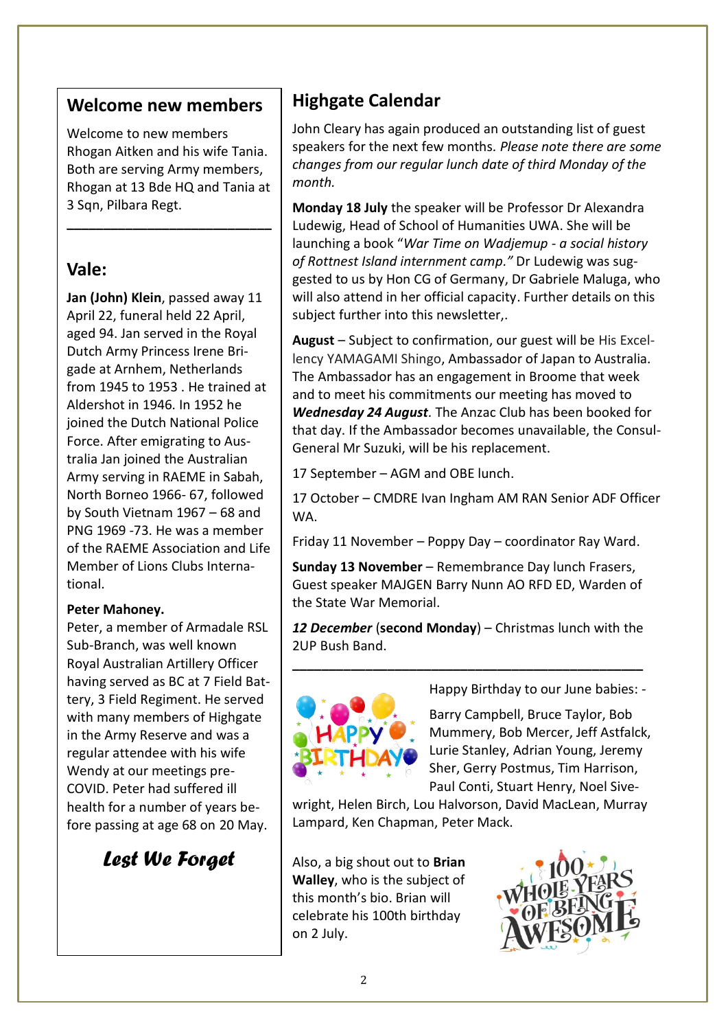## Welcome new members

Welcome to new members Rhogan Aitken and his wife Tania. Both are serving Army members, Rhogan at 13 Bde HQ and Tania at 3 Sqn, Pilbara Regt.

---

## Vale:

**Jan (John) Klein**, passed away 11 April 22, funeral held 22 April, aged 94. Jan served in the Royal Dutch Army Princess Irene Brigade at Arnhem, Netherlands from 1945 to 1953 . He trained at Aldershot in 1946. In 1952 he joined the Dutch National Police Force. After emigrating to Australia Jan joined the Australian Army serving in RAEME in Sabah, North Borneo 1966- 67, followed by South Vietnam 1967 – 68 and PNG 1969 -73. He was a member of the RAEME Association and Life Member of Lions Clubs International.

**Peter Mahoney.**
Peter, a member of Armadale RSL Sub-Branch, was well known Royal Australian Artillery Officer having served as BC at 7 Field Battery, 3 Field Regiment. He served with many members of Highgate in the Army Reserve and was a regular attendee with his wife Wendy at our meetings pre-COVID. Peter had suffered ill health for a number of years before passing at age 68 on 20 May.

***Lest We Forget***

## Highgate Calendar

John Cleary has again produced an outstanding list of guest speakers for the next few months. *Please note there are some changes from our regular lunch date of third Monday of the month.*

**Monday 18 July** the speaker will be Professor Dr Alexandra Ludewig, Head of School of Humanities UWA. She will be launching a book "*War Time on Wadjemup - a social history of Rottnest Island internment camp."* Dr Ludewig was suggested to us by Hon CG of Germany, Dr Gabriele Maluga, who will also attend in her official capacity. Further details on this subject further into this newsletter,.

**August** – Subject to confirmation, our guest will be His Excellency YAMAGAMI Shingo, Ambassador of Japan to Australia. The Ambassador has an engagement in Broome that week and to meet his commitments our meeting has moved to ***Wednesday 24 August***. The Anzac Club has been booked for that day. If the Ambassador becomes unavailable, the Consul-General Mr Suzuki, will be his replacement.

17 September – AGM and OBE lunch.

17 October – CMDRE Ivan Ingham AM RAN Senior ADF Officer WA.

Friday 11 November – Poppy Day – coordinator Ray Ward.

**Sunday 13 November** – Remembrance Day lunch Frasers, Guest speaker MAJGEN Barry Nunn AO RFD ED, Warden of the State War Memorial.

***12 December*** (**second Monday**) – Christmas lunch with the 2UP Bush Band.

---

Happy Birthday to our June babies: -

Barry Campbell, Bruce Taylor, Bob Mummery, Bob Mercer, Jeff Astfalck, Lurie Stanley, Adrian Young, Jeremy Sher, Gerry Postmus, Tim Harrison, Paul Conti, Stuart Henry, Noel Sivewright, Helen Birch, Lou Halvorson, David MacLean, Murray Lampard, Ken Chapman, Peter Mack.

Also, a big shout out to **Brian Walley**, who is the subject of this month's bio. Brian will celebrate his 100th birthday on 2 July.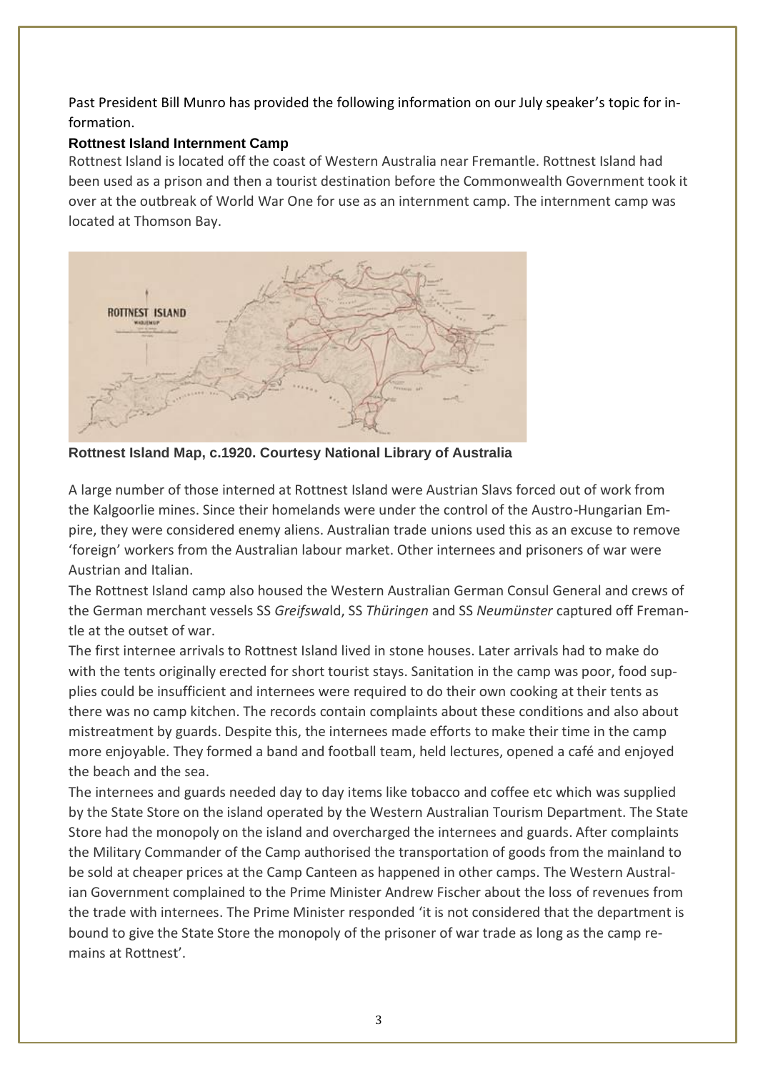Past President Bill Munro has provided the following information on our July speaker's topic for information.

**Rottnest Island Internment Camp**

Rottnest Island is located off the coast of Western Australia near Fremantle. Rottnest Island had been used as a prison and then a tourist destination before the Commonwealth Government took it over at the outbreak of World War One for use as an internment camp. The internment camp was located at Thomson Bay.

**Rottnest Island Map, c.1920. Courtesy National Library of Australia**

A large number of those interned at Rottnest Island were Austrian Slavs forced out of work from the Kalgoorlie mines. Since their homelands were under the control of the Austro-Hungarian Empire, they were considered enemy aliens. Australian trade unions used this as an excuse to remove 'foreign' workers from the Australian labour market. Other internees and prisoners of war were Austrian and Italian.

The Rottnest Island camp also housed the Western Australian German Consul General and crews of the German merchant vessels SS *Greifswald*, SS *Thüringen* and SS *Neumünster* captured off Fremantle at the outset of war.

The first internee arrivals to Rottnest Island lived in stone houses. Later arrivals had to make do with the tents originally erected for short tourist stays. Sanitation in the camp was poor, food supplies could be insufficient and internees were required to do their own cooking at their tents as there was no camp kitchen. The records contain complaints about these conditions and also about mistreatment by guards. Despite this, the internees made efforts to make their time in the camp more enjoyable. They formed a band and football team, held lectures, opened a café and enjoyed the beach and the sea.

The internees and guards needed day to day items like tobacco and coffee etc which was supplied by the State Store on the island operated by the Western Australian Tourism Department. The State Store had the monopoly on the island and overcharged the internees and guards. After complaints the Military Commander of the Camp authorised the transportation of goods from the mainland to be sold at cheaper prices at the Camp Canteen as happened in other camps. The Western Australian Government complained to the Prime Minister Andrew Fischer about the loss of revenues from the trade with internees. The Prime Minister responded 'it is not considered that the department is bound to give the State Store the monopoly of the prisoner of war trade as long as the camp remains at Rottnest'.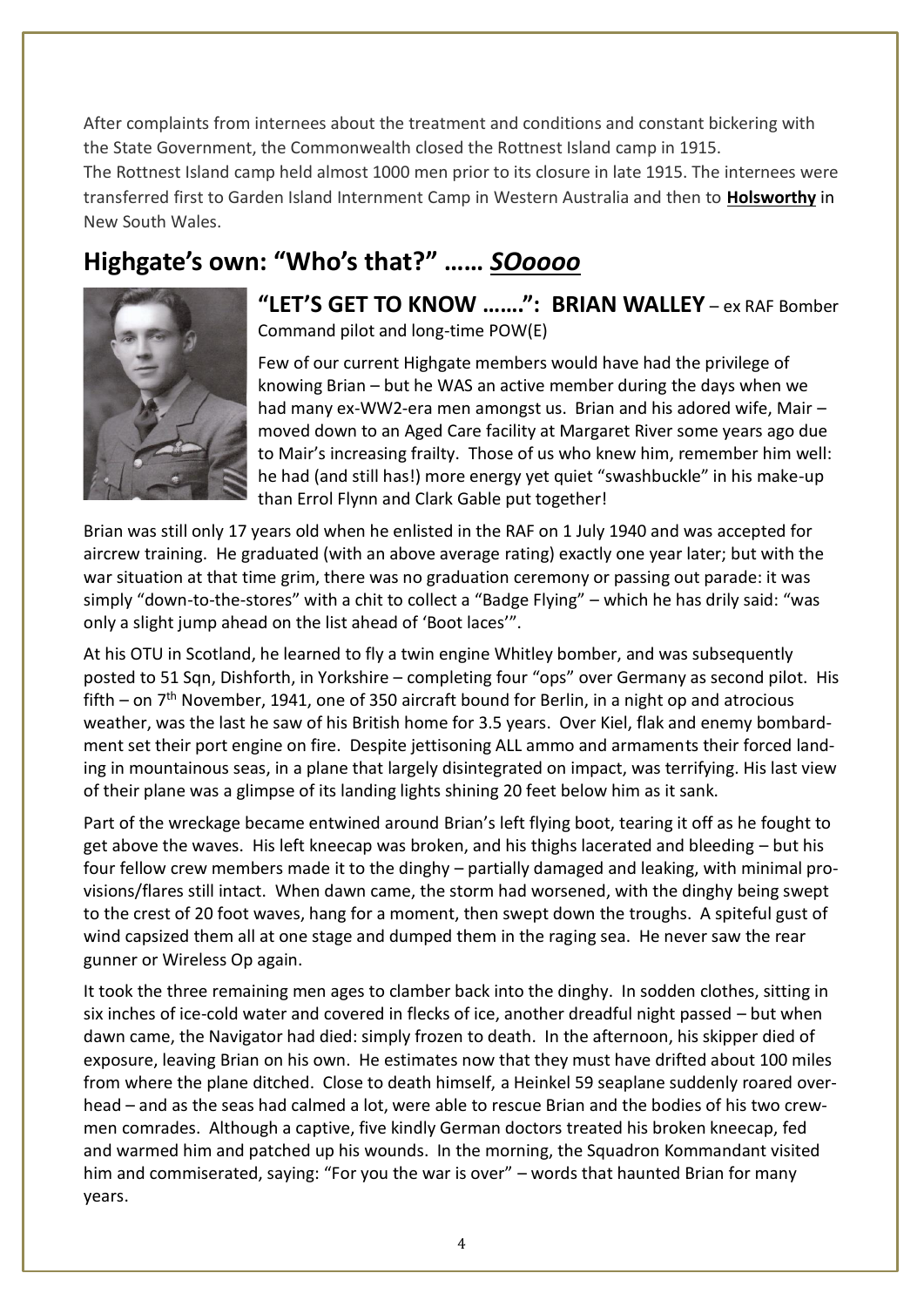After complaints from internees about the treatment and conditions and constant bickering with the State Government, the Commonwealth closed the Rottnest Island camp in 1915.
The Rottnest Island camp held almost 1000 men prior to its closure in late 1915. The internees were transferred first to Garden Island Internment Camp in Western Australia and then to **Holsworthy** in New South Wales.

## Highgate's own: "Who's that?" …… *SOoooo*

### "LET'S GET TO KNOW …….": BRIAN WALLEY – ex RAF Bomber Command pilot and long-time POW(E)

Few of our current Highgate members would have had the privilege of knowing Brian – but he WAS an active member during the days when we had many ex-WW2-era men amongst us. Brian and his adored wife, Mair – moved down to an Aged Care facility at Margaret River some years ago due to Mair's increasing frailty. Those of us who knew him, remember him well: he had (and still has!) more energy yet quiet "swashbuckle" in his make-up than Errol Flynn and Clark Gable put together!

Brian was still only 17 years old when he enlisted in the RAF on 1 July 1940 and was accepted for aircrew training. He graduated (with an above average rating) exactly one year later; but with the war situation at that time grim, there was no graduation ceremony or passing out parade: it was simply "down-to-the-stores" with a chit to collect a "Badge Flying" – which he has drily said: "was only a slight jump ahead on the list ahead of 'Boot laces'".

At his OTU in Scotland, he learned to fly a twin engine Whitley bomber, and was subsequently posted to 51 Sqn, Dishforth, in Yorkshire – completing four "ops" over Germany as second pilot. His fifth – on 7th November, 1941, one of 350 aircraft bound for Berlin, in a night op and atrocious weather, was the last he saw of his British home for 3.5 years. Over Kiel, flak and enemy bombard-ment set their port engine on fire. Despite jettisoning ALL ammo and armaments their forced land-ing in mountainous seas, in a plane that largely disintegrated on impact, was terrifying. His last view of their plane was a glimpse of its landing lights shining 20 feet below him as it sank.

Part of the wreckage became entwined around Brian's left flying boot, tearing it off as he fought to get above the waves. His left kneecap was broken, and his thighs lacerated and bleeding – but his four fellow crew members made it to the dinghy – partially damaged and leaking, with minimal pro-visions/flares still intact. When dawn came, the storm had worsened, with the dinghy being swept to the crest of 20 foot waves, hang for a moment, then swept down the troughs. A spiteful gust of wind capsized them all at one stage and dumped them in the raging sea. He never saw the rear gunner or Wireless Op again.

It took the three remaining men ages to clamber back into the dinghy. In sodden clothes, sitting in six inches of ice-cold water and covered in flecks of ice, another dreadful night passed – but when dawn came, the Navigator had died: simply frozen to death. In the afternoon, his skipper died of exposure, leaving Brian on his own. He estimates now that they must have drifted about 100 miles from where the plane ditched. Close to death himself, a Heinkel 59 seaplane suddenly roared over-head – and as the seas had calmed a lot, were able to rescue Brian and the bodies of his two crew-men comrades. Although a captive, five kindly German doctors treated his broken kneecap, fed and warmed him and patched up his wounds. In the morning, the Squadron Kommandant visited him and commiserated, saying: "For you the war is over" – words that haunted Brian for many years.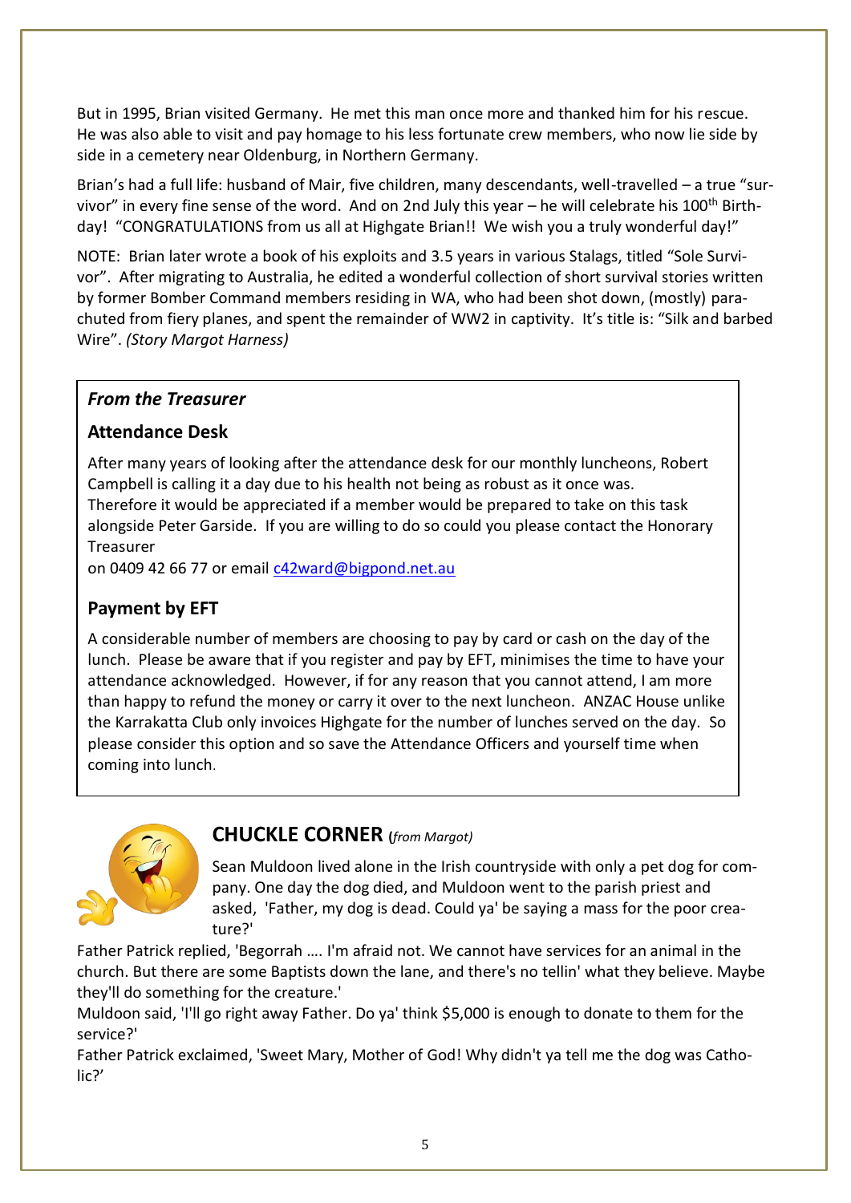But in 1995, Brian visited Germany. He met this man once more and thanked him for his rescue. He was also able to visit and pay homage to his less fortunate crew members, who now lie side by side in a cemetery near Oldenburg, in Northern Germany.

Brian's had a full life: husband of Mair, five children, many descendants, well-travelled – a true "survivor" in every fine sense of the word. And on 2nd July this year – he will celebrate his 100th Birthday! "CONGRATULATIONS from us all at Highgate Brian!! We wish you a truly wonderful day!"

NOTE: Brian later wrote a book of his exploits and 3.5 years in various Stalags, titled "Sole Survivor". After migrating to Australia, he edited a wonderful collection of short survival stories written by former Bomber Command members residing in WA, who had been shot down, (mostly) parachuted from fiery planes, and spent the remainder of WW2 in captivity. It's title is: "Silk and barbed Wire". *(Story Margot Harness)*

### *From the Treasurer*

#### Attendance Desk

After many years of looking after the attendance desk for our monthly luncheons, Robert Campbell is calling it a day due to his health not being as robust as it once was. Therefore it would be appreciated if a member would be prepared to take on this task alongside Peter Garside. If you are willing to do so could you please contact the Honorary Treasurer
on 0409 42 66 77 or email c42ward@bigpond.net.au

#### Payment by EFT

A considerable number of members are choosing to pay by card or cash on the day of the lunch. Please be aware that if you register and pay by EFT, minimises the time to have your attendance acknowledged. However, if for any reason that you cannot attend, I am more than happy to refund the money or carry it over to the next luncheon. ANZAC House unlike the Karrakatta Club only invoices Highgate for the number of lunches served on the day. So please consider this option and so save the Attendance Officers and yourself time when coming into lunch.

## CHUCKLE CORNER (*from Margot*)

Sean Muldoon lived alone in the Irish countryside with only a pet dog for company. One day the dog died, and Muldoon went to the parish priest and asked, 'Father, my dog is dead. Could ya' be saying a mass for the poor creature?'

Father Patrick replied, 'Begorrah …. I'm afraid not. We cannot have services for an animal in the church. But there are some Baptists down the lane, and there's no tellin' what they believe. Maybe they'll do something for the creature.'

Muldoon said, 'I'll go right away Father. Do ya' think $5,000 is enough to donate to them for the service?'

Father Patrick exclaimed, 'Sweet Mary, Mother of God! Why didn't ya tell me the dog was Catholic?'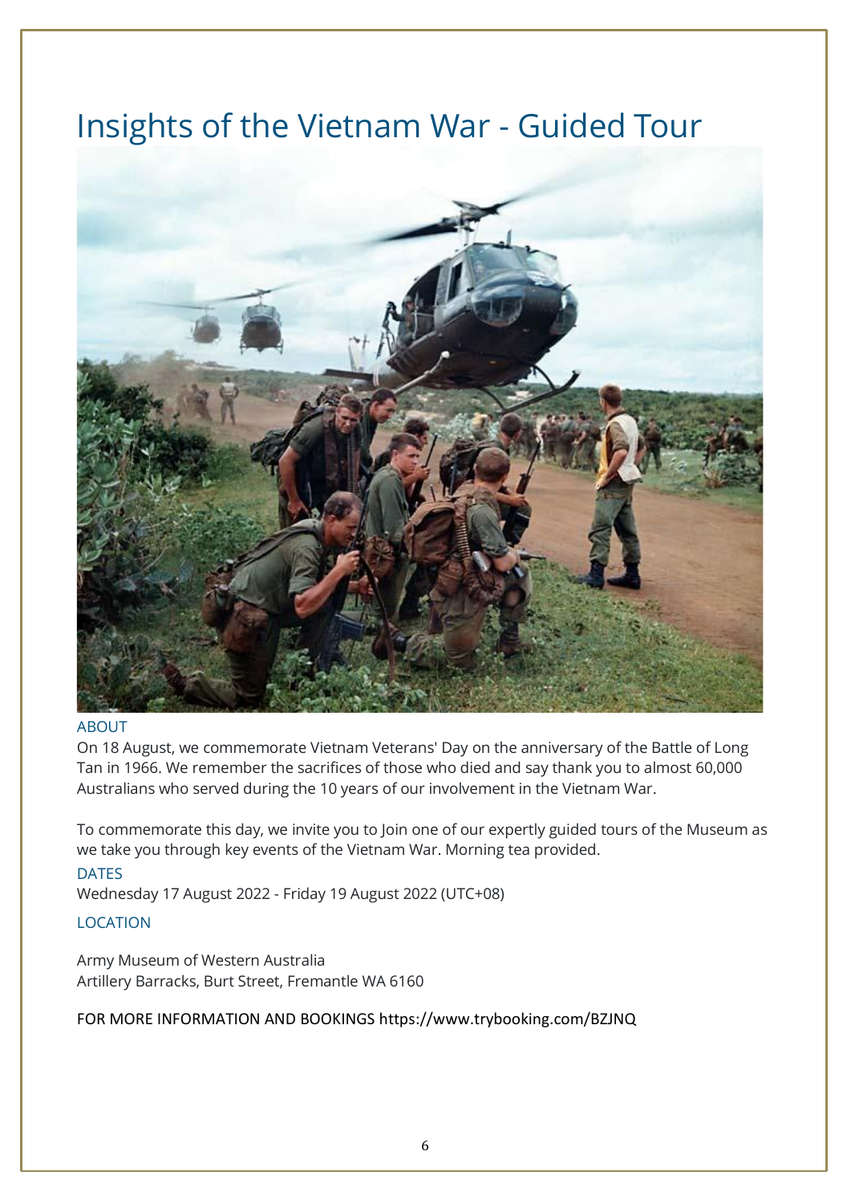# Insights of the Vietnam War - Guided Tour

ABOUT

On 18 August, we commemorate Vietnam Veterans' Day on the anniversary of the Battle of Long Tan in 1966. We remember the sacrifices of those who died and say thank you to almost 60,000 Australians who served during the 10 years of our involvement in the Vietnam War.

To commemorate this day, we invite you to Join one of our expertly guided tours of the Museum as we take you through key events of the Vietnam War. Morning tea provided.

DATES

Wednesday 17 August 2022 - Friday 19 August 2022 (UTC+08)

LOCATION

Army Museum of Western Australia
Artillery Barracks, Burt Street, Fremantle WA 6160

FOR MORE INFORMATION AND BOOKINGS https://www.trybooking.com/BZJNQ